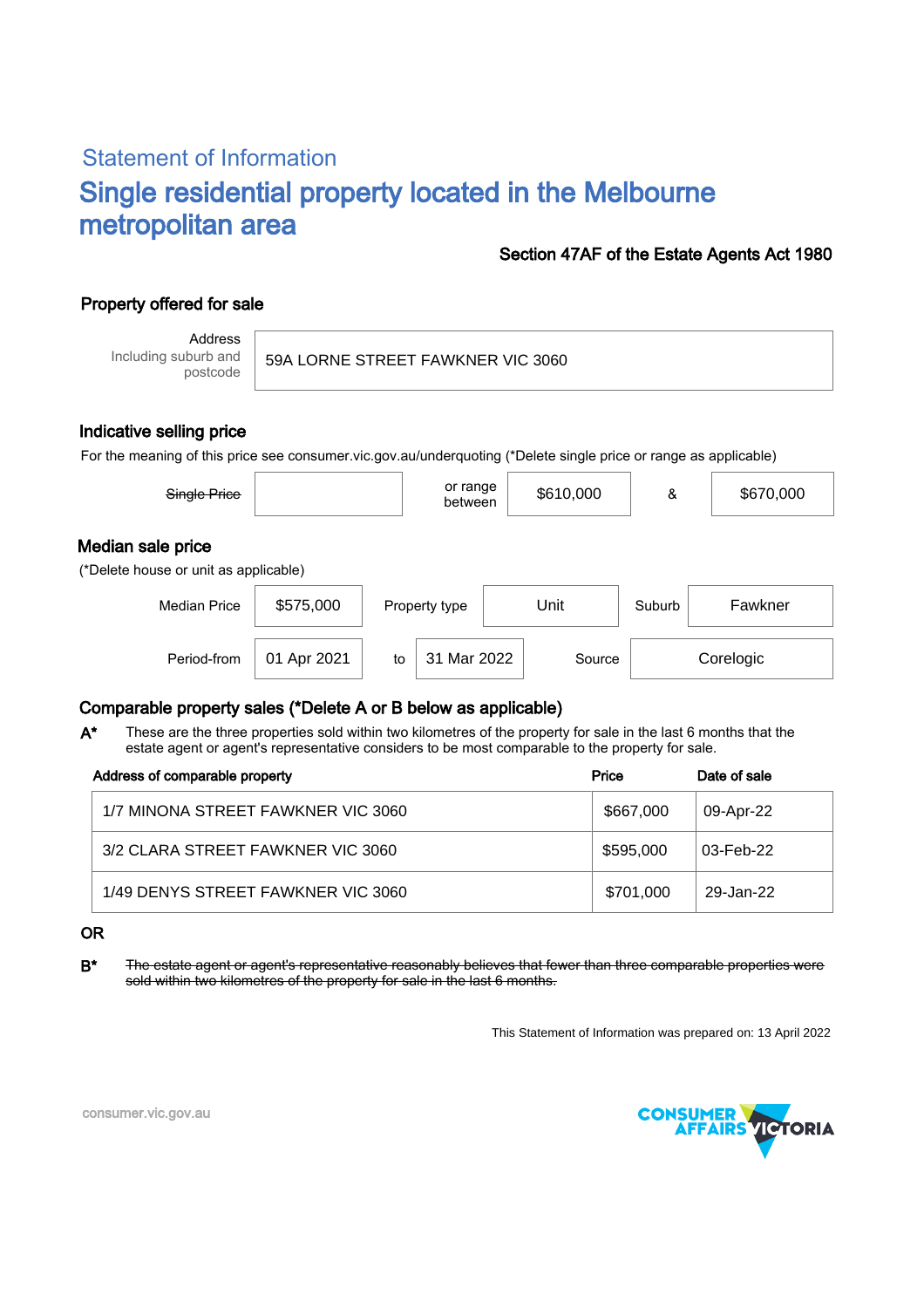## Statement of Information

# Single residential property located in the Melbourne metropolitan area

**Section 47AF of the Estate Agents Act 1980**

## Property offered for sale

| Address Including suburb and postcode | 59A LORNE STREET FAWKNER VIC 3060 |
|---|---|

## Indicative selling price

For the meaning of this price see consumer.vic.gov.au/underquoting (*Delete single price or range as applicable)

| ~~Single Price~~ | | or range between | $610,000 | & | $670,000 |
|---|---|---|---|---|---|

## Median sale price

(*Delete house or unit as applicable)

| Median Price | $575,000 | Property type | Unit | Suburb | Fawkner |
|---|---|---|---|---|---|
| Period-from | 01 Apr 2021 | to | 31 Mar 2022 | Source | Corelogic |

## Comparable property sales (*Delete A or B below as applicable)

**A*** These are the three properties sold within two kilometres of the property for sale in the last 6 months that the estate agent or agent's representative considers to be most comparable to the property for sale.

| Address of comparable property | Price | Date of sale |
|---|---|---|
| 1/7 MINONA STREET FAWKNER VIC 3060 | $667,000 | 09-Apr-22 |
| 3/2 CLARA STREET FAWKNER VIC 3060 | $595,000 | 03-Feb-22 |
| 1/49 DENYS STREET FAWKNER VIC 3060 | $701,000 | 29-Jan-22 |

OR

**B*** ~~The estate agent or agent's representative reasonably believes that fewer than three comparable properties were sold within two kilometres of the property for sale in the last 6 months.~~

This Statement of Information was prepared on: 13 April 2022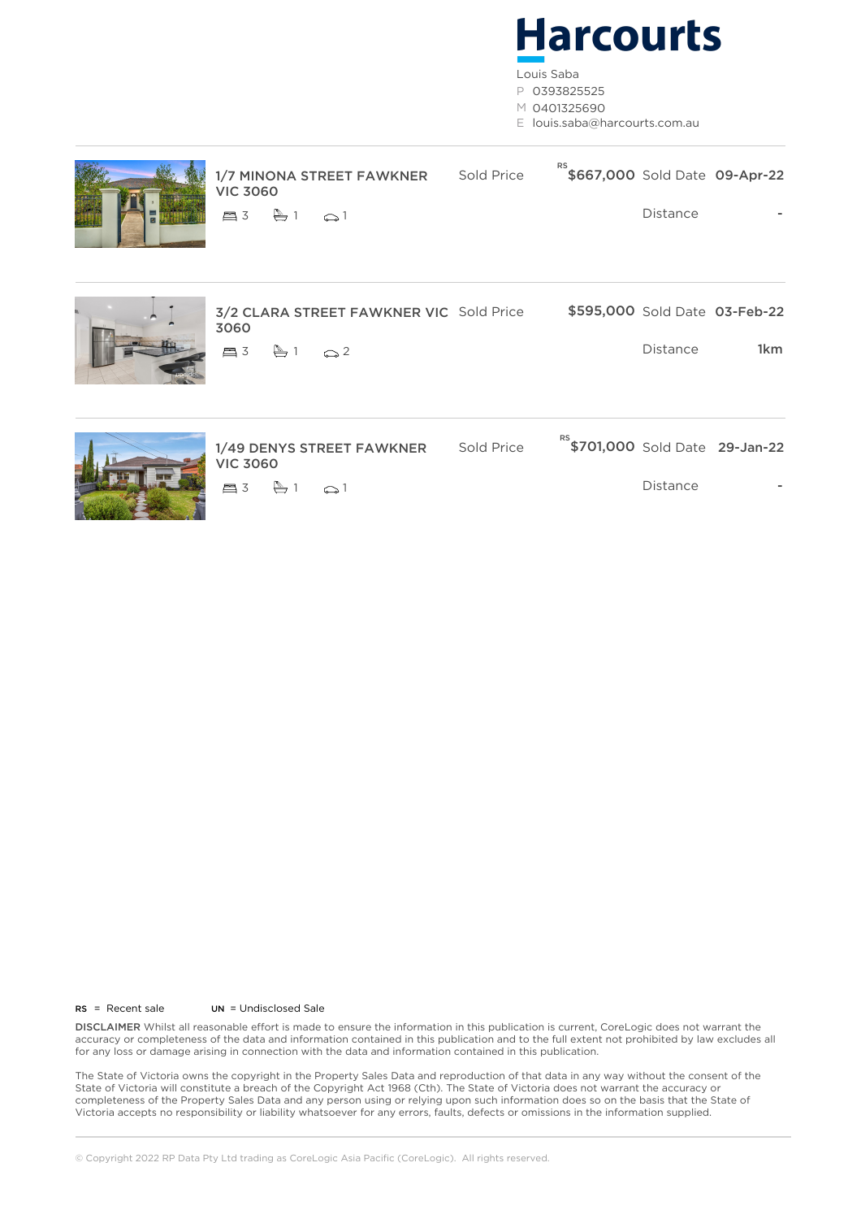**Harcourts**

Louis Saba
P 0393825525
M 0401325690
E louis.saba@harcourts.com.au

| | | | | | |
|---|---|---|---|---|---|
| **1/7 MINONA STREET FAWKNER VIC 3060** | Sold Price | RS **$667,000** | Sold Date | **09-Apr-22** | |
| 3 bed · 1 bath · 1 car | | | Distance | **-** | |

| | | | | | |
|---|---|---|---|---|---|
| **3/2 CLARA STREET FAWKNER VIC 3060** | Sold Price | **$595,000** | Sold Date | **03-Feb-22** | |
| 3 bed · 1 bath · 2 car | | | Distance | **1km** | |

| | | | | | |
|---|---|---|---|---|---|
| **1/49 DENYS STREET FAWKNER VIC 3060** | Sold Price | RS **$701,000** | Sold Date | **29-Jan-22** | |
| 3 bed · 1 bath · 1 car | | | Distance | **-** | |

**RS** = Recent sale **UN** = Undisclosed Sale

**DISCLAIMER** Whilst all reasonable effort is made to ensure the information in this publication is current, CoreLogic does not warrant the accuracy or completeness of the data and information contained in this publication and to the full extent not prohibited by law excludes all for any loss or damage arising in connection with the data and information contained in this publication.

The State of Victoria owns the copyright in the Property Sales Data and reproduction of that data in any way without the consent of the State of Victoria will constitute a breach of the Copyright Act 1968 (Cth). The State of Victoria does not warrant the accuracy or completeness of the Property Sales Data and any person using or relying upon such information does so on the basis that the State of Victoria accepts no responsibility or liability whatsoever for any errors, faults, defects or omissions in the information supplied.

© Copyright 2022 RP Data Pty Ltd trading as CoreLogic Asia Pacific (CoreLogic). All rights reserved.